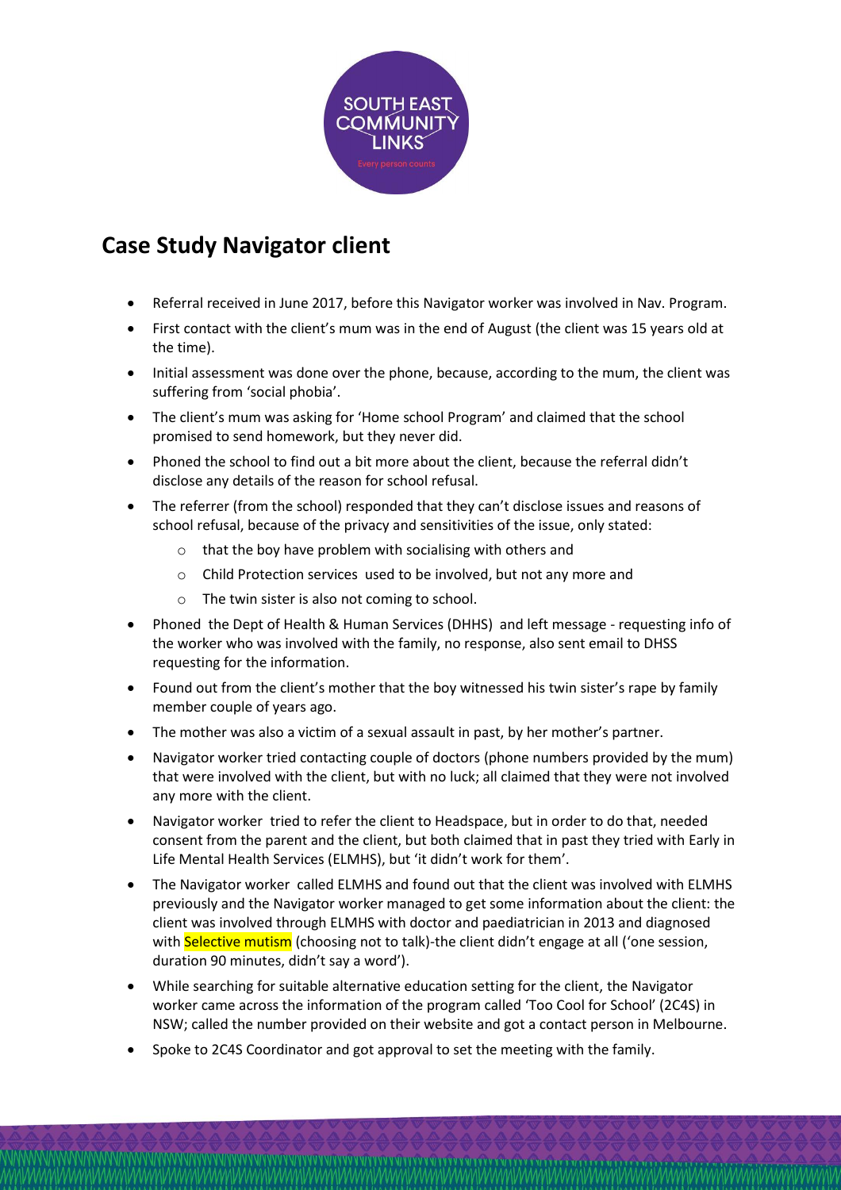SOUTH EAST COMMUNITY LINKS

Every person counts

## Case Study Navigator client

- Referral received in June 2017, before this Navigator worker was involved in Nav. Program.
- First contact with the client's mum was in the end of August (the client was 15 years old at the time).
- Initial assessment was done over the phone, because, according to the mum, the client was suffering from 'social phobia'.
- The client's mum was asking for 'Home school Program' and claimed that the school promised to send homework, but they never did.
- Phoned the school to find out a bit more about the client, because the referral didn't disclose any details of the reason for school refusal.
- The referrer (from the school) responded that they can't disclose issues and reasons of school refusal, because of the privacy and sensitivities of the issue, only stated:
    - that the boy have problem with socialising with others and
    - Child Protection services used to be involved, but not any more and
    - The twin sister is also not coming to school.
- Phoned the Dept of Health & Human Services (DHHS) and left message - requesting info of the worker who was involved with the family, no response, also sent email to DHSS requesting for the information.
- Found out from the client's mother that the boy witnessed his twin sister's rape by family member couple of years ago.
- The mother was also a victim of a sexual assault in past, by her mother's partner.
- Navigator worker tried contacting couple of doctors (phone numbers provided by the mum) that were involved with the client, but with no luck; all claimed that they were not involved any more with the client.
- Navigator worker tried to refer the client to Headspace, but in order to do that, needed consent from the parent and the client, but both claimed that in past they tried with Early in Life Mental Health Services (ELMHS), but 'it didn't work for them'.
- The Navigator worker called ELMHS and found out that the client was involved with ELMHS previously and the Navigator worker managed to get some information about the client: the client was involved through ELMHS with doctor and paediatrician in 2013 and diagnosed with Selective mutism (choosing not to talk)-the client didn't engage at all ('one session, duration 90 minutes, didn't say a word').
- While searching for suitable alternative education setting for the client, the Navigator worker came across the information of the program called 'Too Cool for School' (2C4S) in NSW; called the number provided on their website and got a contact person in Melbourne.
- Spoke to 2C4S Coordinator and got approval to set the meeting with the family.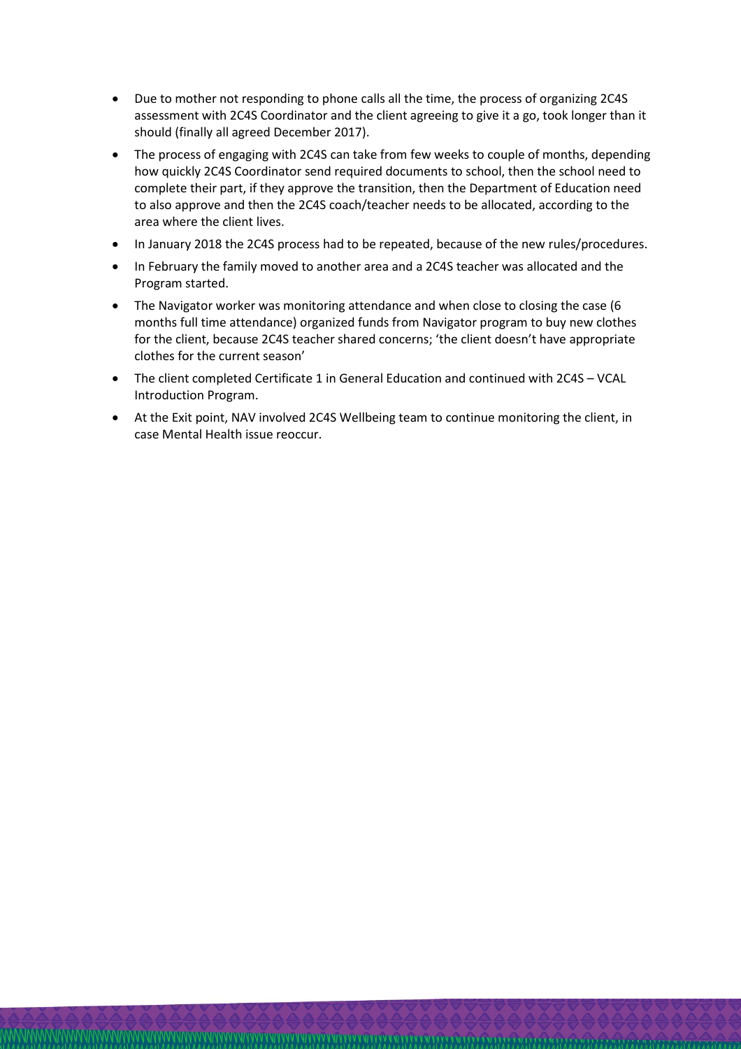- Due to mother not responding to phone calls all the time, the process of organizing 2C4S assessment with 2C4S Coordinator and the client agreeing to give it a go, took longer than it should (finally all agreed December 2017).
- The process of engaging with 2C4S can take from few weeks to couple of months, depending how quickly 2C4S Coordinator send required documents to school, then the school need to complete their part, if they approve the transition, then the Department of Education need to also approve and then the 2C4S coach/teacher needs to be allocated, according to the area where the client lives.
- In January 2018 the 2C4S process had to be repeated, because of the new rules/procedures.
- In February the family moved to another area and a 2C4S teacher was allocated and the Program started.
- The Navigator worker was monitoring attendance and when close to closing the case (6 months full time attendance) organized funds from Navigator program to buy new clothes for the client, because 2C4S teacher shared concerns; 'the client doesn't have appropriate clothes for the current season'
- The client completed Certificate 1 in General Education and continued with 2C4S – VCAL Introduction Program.
- At the Exit point, NAV involved 2C4S Wellbeing team to continue monitoring the client, in case Mental Health issue reoccur.